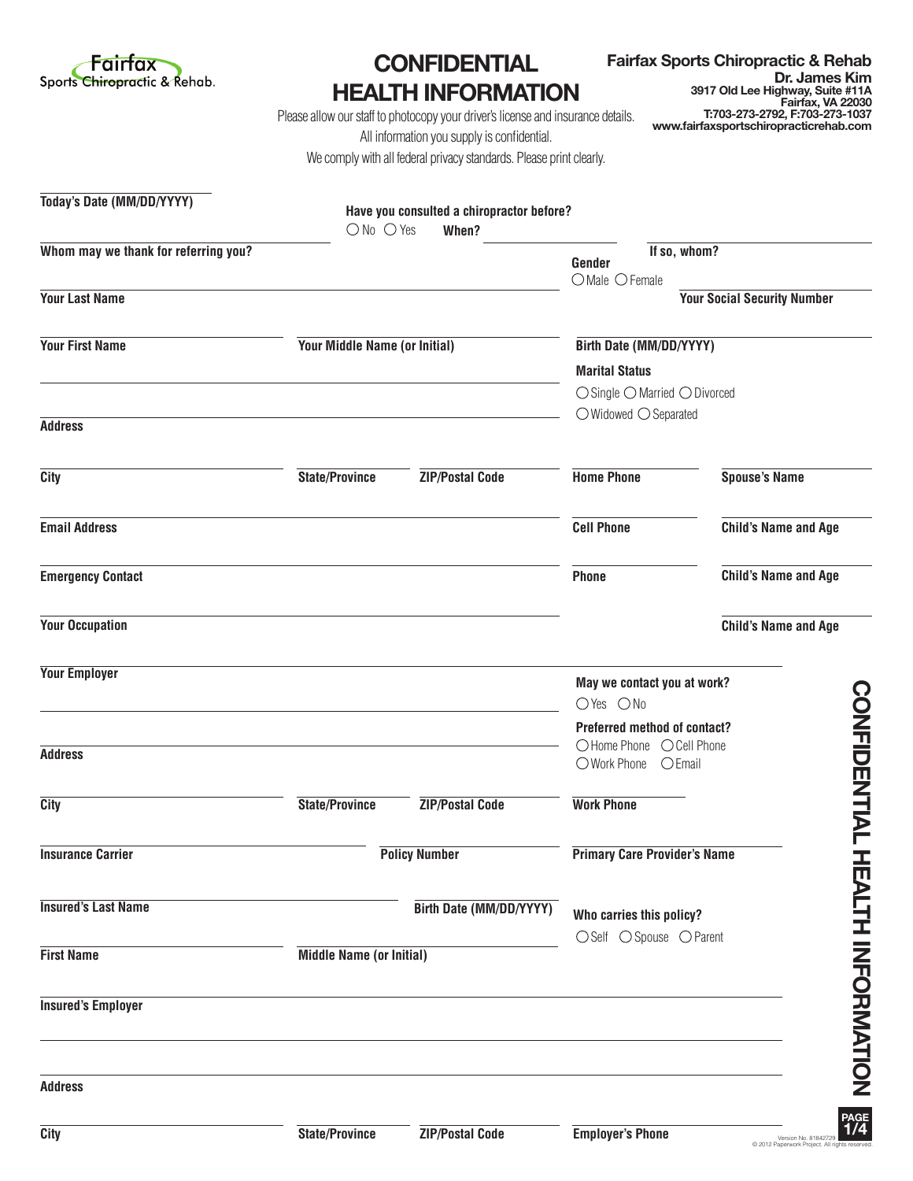Fairfax Sports Chiropractic & Rehab.

# CONFIDENTIAL HEALTH INFORMATION

Please allow our staff to photocopy your driver's license and insurance details.
All information you supply is confidential.
We comply with all federal privacy standards. Please print clearly.

**Fairfax Sports Chiropractic & Rehab**
**Dr. James Kim**
3917 Old Lee Highway, Suite #11A
Fairfax, VA 22030
T:703-273-2792, F:703-273-1037
www.fairfaxsportschiropracticrehab.com

**Today's Date (MM/DD/YYYY)**

**Have you consulted a chiropractor before?**
○ No ○ Yes **When?**

**If so, whom?**

**Whom may we thank for referring you?**

**Gender**
○ Male ○ Female

**Your Last Name**

**Your Social Security Number**

**Your First Name** | **Your Middle Name (or Initial)**

**Birth Date (MM/DD/YYYY)**

**Marital Status**
○ Single ○ Married ○ Divorced
○ Widowed ○ Separated

**Address**

**City** | **State/Province** | **ZIP/Postal Code**

**Home Phone** | **Spouse's Name**

**Email Address**

**Cell Phone** | **Child's Name and Age**

**Emergency Contact**

**Phone** | **Child's Name and Age**

**Your Occupation**

**Child's Name and Age**

**Your Employer**

**May we contact you at work?**
○ Yes ○ No

**Preferred method of contact?**
○ Home Phone ○ Cell Phone
○ Work Phone ○ Email

**Address**

**City** | **State/Province** | **ZIP/Postal Code**

**Work Phone**

**Insurance Carrier** | **Policy Number**

**Primary Care Provider's Name**

**Insured's Last Name** | **Birth Date (MM/DD/YYYY)**

**Who carries this policy?**
○ Self ○ Spouse ○ Parent

**First Name** | **Middle Name (or Initial)**

**Insured's Employer**

**Address**

**City** | **State/Province** | **ZIP/Postal Code**

**Employer's Phone**

CONFIDENTIAL HEALTH INFORMATION

Version No. 81842729
© 2012 Paperwork Project. All rights reserved.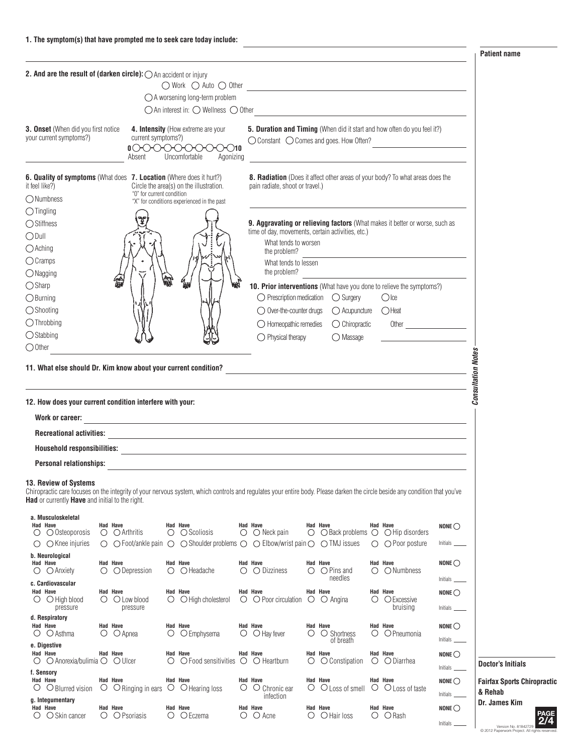**1. The symptom(s) that have prompted me to seek care today include:** ______________________

**Patient name** ______________________

**2. And are the result of (darken circle):** ○ An accident or injury

○ Work ○ Auto ○ Other ______________________

○ A worsening long-term problem

○ An interest in: ○ Wellness ○ Other ______________________

**3. Onset** (When did you first notice your current symptoms?) ______________________

**4. Intensity** (How extreme are your current symptoms?)

0 ○○○○○○○○○○ 10

Absent — Uncomfortable — Agonizing

**5. Duration and Timing** (When did it start and how often do you feel it?)

○ Constant ○ Comes and goes. How Often? ______________________

**6. Quality of symptoms** (What does it feel like?)

- ○ Numbness
- ○ Tingling
- ○ Stiffness
- ○ Dull
- ○ Aching
- ○ Cramps
- ○ Nagging
- ○ Sharp
- ○ Burning
- ○ Shooting
- ○ Throbbing
- ○ Stabbing
- ○ Other ______________________

**7. Location** (Where does it hurt?) Circle the area(s) on the illustration. "0" for current condition "X" for conditions experienced in the past

**8. Radiation** (Does it affect other areas of your body? To what areas does the pain radiate, shoot or travel.) ______________________

**9. Aggravating or relieving factors** (What makes it better or worse, such as time of day, movements, certain activities, etc.)

What tends to worsen the problem? ______________________

What tends to lessen the problem? ______________________

**10. Prior interventions** (What have you done to relieve the symptoms?)

| | | |
|---|---|---|
| ○ Prescription medication | ○ Surgery | ○ Ice |
| ○ Over-the-counter drugs | ○ Acupuncture | ○ Heat |
| ○ Homeopathic remedies | ○ Chiropractic | Other ______ |
| ○ Physical therapy | ○ Massage | ______ |

**11. What else should Dr. Kim know about your current condition?** ______________________

**12. How does your current condition interfere with your:**

**Work or career:** ______________________

**Recreational activities:** ______________________

**Household responsibilities:** ______________________

**Personal relationships:** ______________________

**13. Review of Systems**

Chiropractic care focuses on the integrity of your nervous system, which controls and regulates your entire body. Please darken the circle beside any condition that you've **Had** or currently **Have** and initial to the right.

**a. Musculoskeletal** (Had / Have)

| | | | | | | |
|---|---|---|---|---|---|---|
| ○ ○ Osteoporosis | ○ ○ Arthritis | ○ ○ Scoliosis | ○ ○ Neck pain | ○ ○ Back problems | ○ ○ Hip disorders | NONE ○ |
| ○ ○ Knee injuries | ○ ○ Foot/ankle pain | ○ ○ Shoulder problems | ○ ○ Elbow/wrist pain | ○ ○ TMJ issues | ○ ○ Poor posture | Initials ____ |

**b. Neurological** (Had / Have)

| | | | | | | |
|---|---|---|---|---|---|---|
| ○ ○ Anxiety | ○ ○ Depression | ○ ○ Headache | ○ ○ Dizziness | ○ ○ Pins and needles | ○ ○ Numbness | NONE ○ Initials ____ |

**c. Cardiovascular** (Had / Have)

| | | | | | | |
|---|---|---|---|---|---|---|
| ○ ○ High blood pressure | ○ ○ Low blood pressure | ○ ○ High cholesterol | ○ ○ Poor circulation | ○ ○ Angina | ○ ○ Excessive bruising | NONE ○ Initials ____ |

**d. Respiratory** (Had / Have)

| | | | | | | |
|---|---|---|---|---|---|---|
| ○ ○ Asthma | ○ ○ Apnea | ○ ○ Emphysema | ○ ○ Hay fever | ○ ○ Shortness of breath | ○ ○ Pneumonia | NONE ○ Initials ____ |

**e. Digestive** (Had / Have)

| | | | | | | |
|---|---|---|---|---|---|---|
| ○ ○ Anorexia/bulimia | ○ ○ Ulcer | ○ ○ Food sensitivities | ○ ○ Heartburn | ○ ○ Constipation | ○ ○ Diarrhea | NONE ○ Initials ____ |

**f. Sensory** (Had / Have)

| | | | | | | |
|---|---|---|---|---|---|---|
| ○ ○ Blurred vision | ○ ○ Ringing in ears | ○ ○ Hearing loss | ○ ○ Chronic ear infection | ○ ○ Loss of smell | ○ ○ Loss of taste | NONE ○ Initials ____ |

**g. Integumentary** (Had / Have)

| | | | | | | |
|---|---|---|---|---|---|---|
| ○ ○ Skin cancer | ○ ○ Psoriasis | ○ ○ Eczema | ○ ○ Acne | ○ ○ Hair loss | ○ ○ Rash | NONE ○ Initials ____ |

*Consultation Notes*

**Doctor's Initials** ______

**Fairfax Sports Chiropractic & Rehab**

**Dr. James Kim**

Version No. 81842729
© 2012 Paperwork Project. All rights reserved.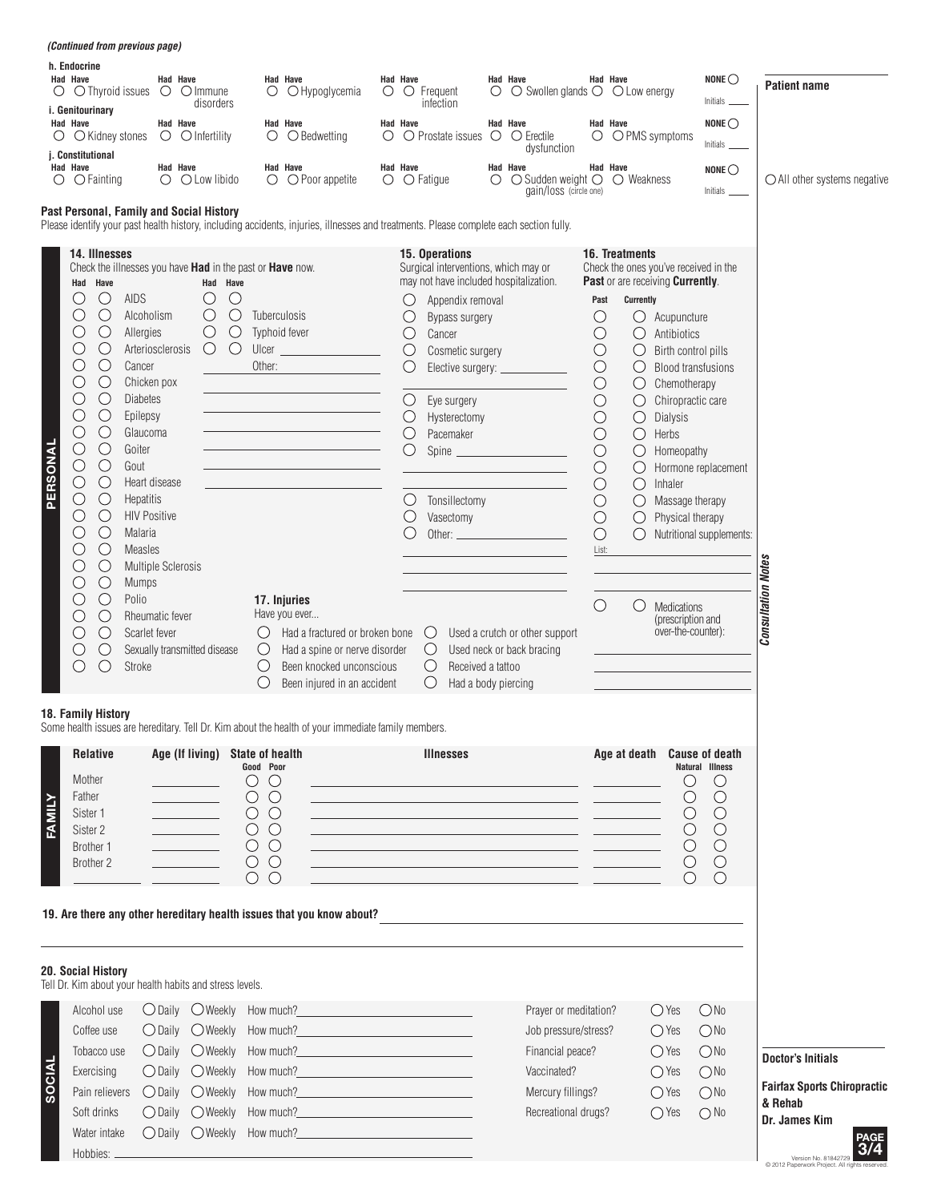*(Continued from previous page)*

**Patient name** ______________________

**h. Endocrine**

| Had | Have | | Had | Have | | Had | Have | | Had | Have | | Had | Have | | Had | Have | | |
|---|---|---|---|---|---|---|---|---|---|---|---|---|---|---|---|---|---|---|
| ○ | ○ | Thyroid issues | ○ | ○ | Immune disorders | ○ | ○ | Hypoglycemia | ○ | ○ | Frequent infection | ○ | ○ | Swollen glands | ○ | ○ | Low energy | NONE ○ Initials ____ |

**i. Genitourinary**

| Had | Have | | Had | Have | | Had | Have | | Had | Have | | Had | Have | | Had | Have | | |
|---|---|---|---|---|---|---|---|---|---|---|---|---|---|---|---|---|---|---|
| ○ | ○ | Kidney stones | ○ | ○ | Infertility | ○ | ○ | Bedwetting | ○ | ○ | Prostate issues | ○ | ○ | Erectile dysfunction | ○ | ○ | PMS symptoms | NONE ○ Initials ____ |

**j. Constitutional**

| Had | Have | | Had | Have | | Had | Have | | Had | Have | | Had | Have | | Had | Have | | |
|---|---|---|---|---|---|---|---|---|---|---|---|---|---|---|---|---|---|---|
| ○ | ○ | Fainting | ○ | ○ | Low libido | ○ | ○ | Poor appetite | ○ | ○ | Fatigue | ○ | ○ | Sudden weight gain/loss (circle one) | ○ | ○ | Weakness | NONE ○ Initials ____ |

○ All other systems negative

## Past Personal, Family and Social History

Please identify your past health history, including accidents, injuries, illnesses and treatments. Please complete each section fully.

### PERSONAL

**14. Illnesses**

Check the illnesses you have **Had** in the past or **Have** now.

| Had | Have | | Had | Have | |
|---|---|---|---|---|---|
| ○ | ○ | AIDS | ○ | ○ | |
| ○ | ○ | Alcoholism | ○ | ○ | Tuberculosis |
| ○ | ○ | Allergies | ○ | ○ | Typhoid fever |
| ○ | ○ | Arteriosclerosis | ○ | ○ | Ulcer ________ |
| ○ | ○ | Cancer | | | Other: ________ |
| ○ | ○ | Chicken pox | | | |
| ○ | ○ | Diabetes | | | |
| ○ | ○ | Epilepsy | | | |
| ○ | ○ | Glaucoma | | | |
| ○ | ○ | Goiter | | | |
| ○ | ○ | Gout | | | |
| ○ | ○ | Heart disease | | | |
| ○ | ○ | Hepatitis | | | |
| ○ | ○ | HIV Positive | | | |
| ○ | ○ | Malaria | | | |
| ○ | ○ | Measles | | | |
| ○ | ○ | Multiple Sclerosis | | | |
| ○ | ○ | Mumps | | | |
| ○ | ○ | Polio | | | |
| ○ | ○ | Rheumatic fever | | | |
| ○ | ○ | Scarlet fever | | | |
| ○ | ○ | Sexually transmitted disease | | | |
| ○ | ○ | Stroke | | | |

**15. Operations**

Surgical interventions, which may or may not have included hospitalization.

- ○ Appendix removal
- ○ Bypass surgery
- ○ Cancer
- ○ Cosmetic surgery
- ○ Elective surgery: ________
- ○ Eye surgery
- ○ Hysterectomy
- ○ Pacemaker
- ○ Spine ________
- ○ Tonsillectomy
- ○ Vasectomy
- ○ Other: ________

**16. Treatments**

Check the ones you've received in the **Past** or are receiving **Currently**.

| Past | Currently | |
|---|---|---|
| ○ | ○ | Acupuncture |
| ○ | ○ | Antibiotics |
| ○ | ○ | Birth control pills |
| ○ | ○ | Blood transfusions |
| ○ | ○ | Chemotherapy |
| ○ | ○ | Chiropractic care |
| ○ | ○ | Dialysis |
| ○ | ○ | Herbs |
| ○ | ○ | Homeopathy |
| ○ | ○ | Hormone replacement |
| ○ | ○ | Inhaler |
| ○ | ○ | Massage therapy |
| ○ | ○ | Physical therapy |
| ○ | ○ | Nutritional supplements: |

List: ________

| ○ | ○ | Medications (prescription and over-the-counter): |
|---|---|---|

________

**17. Injuries**

Have you ever...

- ○ Had a fractured or broken bone
- ○ Had a spine or nerve disorder
- ○ Been knocked unconscious
- ○ Been injured in an accident
- ○ Used a crutch or other support
- ○ Used neck or back bracing
- ○ Received a tattoo
- ○ Had a body piercing

*Consultation Notes*

### FAMILY

**18. Family History**

Some health issues are hereditary. Tell Dr. Kim about the health of your immediate family members.

| Relative | Age (If living) | State of health: Good | State of health: Poor | Illnesses | Age at death | Cause of death: Natural | Cause of death: Illness |
|---|---|---|---|---|---|---|---|
| Mother | | ○ | ○ | | | ○ | ○ |
| Father | | ○ | ○ | | | ○ | ○ |
| Sister 1 | | ○ | ○ | | | ○ | ○ |
| Sister 2 | | ○ | ○ | | | ○ | ○ |
| Brother 1 | | ○ | ○ | | | ○ | ○ |
| Brother 2 | | ○ | ○ | | | ○ | ○ |
| | | ○ | ○ | | | ○ | ○ |

**19. Are there any other hereditary health issues that you know about?** ________

### SOCIAL

**20. Social History**

Tell Dr. Kim about your health habits and stress levels.

| | | | |
|---|---|---|---|
| Alcohol use | ○ Daily | ○ Weekly | How much? ________ |
| Coffee use | ○ Daily | ○ Weekly | How much? ________ |
| Tobacco use | ○ Daily | ○ Weekly | How much? ________ |
| Exercising | ○ Daily | ○ Weekly | How much? ________ |
| Pain relievers | ○ Daily | ○ Weekly | How much? ________ |
| Soft drinks | ○ Daily | ○ Weekly | How much? ________ |
| Water intake | ○ Daily | ○ Weekly | How much? ________ |

Hobbies: ________

| | | |
|---|---|---|
| Prayer or meditation? | ○ Yes | ○ No |
| Job pressure/stress? | ○ Yes | ○ No |
| Financial peace? | ○ Yes | ○ No |
| Vaccinated? | ○ Yes | ○ No |
| Mercury fillings? | ○ Yes | ○ No |
| Recreational drugs? | ○ Yes | ○ No |

**Doctor's Initials** ________

**Fairfax Sports Chiropractic & Rehab**
**Dr. James Kim**

Version No. 81842729
© 2012 Paperwork Project. All rights reserved.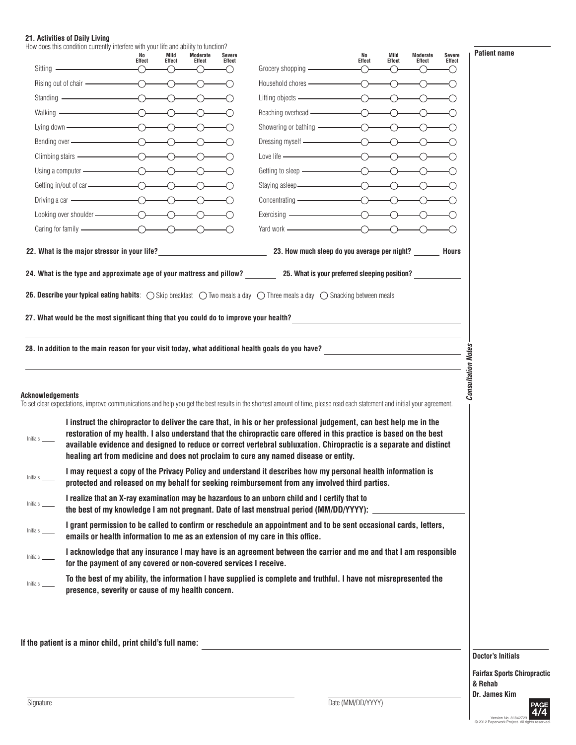### 21. Activities of Daily Living

How does this condition currently interfere with your life and ability to function?

| Activity | No Effect | Mild Effect | Moderate Effect | Severe Effect | Activity | No Effect | Mild Effect | Moderate Effect | Severe Effect |
|---|---|---|---|---|---|---|---|---|---|
| Sitting | ◯ | ◯ | ◯ | ◯ | Grocery shopping | ◯ | ◯ | ◯ | ◯ |
| Rising out of chair | ◯ | ◯ | ◯ | ◯ | Household chores | ◯ | ◯ | ◯ | ◯ |
| Standing | ◯ | ◯ | ◯ | ◯ | Lifting objects | ◯ | ◯ | ◯ | ◯ |
| Walking | ◯ | ◯ | ◯ | ◯ | Reaching overhead | ◯ | ◯ | ◯ | ◯ |
| Lying down | ◯ | ◯ | ◯ | ◯ | Showering or bathing | ◯ | ◯ | ◯ | ◯ |
| Bending over | ◯ | ◯ | ◯ | ◯ | Dressing myself | ◯ | ◯ | ◯ | ◯ |
| Climbing stairs | ◯ | ◯ | ◯ | ◯ | Love life | ◯ | ◯ | ◯ | ◯ |
| Using a computer | ◯ | ◯ | ◯ | ◯ | Getting to sleep | ◯ | ◯ | ◯ | ◯ |
| Getting in/out of car | ◯ | ◯ | ◯ | ◯ | Staying asleep | ◯ | ◯ | ◯ | ◯ |
| Driving a car | ◯ | ◯ | ◯ | ◯ | Concentrating | ◯ | ◯ | ◯ | ◯ |
| Looking over shoulder | ◯ | ◯ | ◯ | ◯ | Exercising | ◯ | ◯ | ◯ | ◯ |
| Caring for family | ◯ | ◯ | ◯ | ◯ | Yard work | ◯ | ◯ | ◯ | ◯ |

**22. What is the major stressor in your life?** ____________________

**23. How much sleep do you average per night?** _______ **Hours**

**24. What is the type and approximate age of your mattress and pillow?** ____________________

**25. What is your preferred sleeping position?** ____________________

**26. Describe your typical eating habits**: ◯ Skip breakfast ◯ Two meals a day ◯ Three meals a day ◯ Snacking between meals

**27. What would be the most significant thing that you could do to improve your health?** ____________________

**28. In addition to the main reason for your visit today, what additional health goals do you have?** ____________________

### Acknowledgements

To set clear expectations, improve communications and help you get the best results in the shortest amount of time, please read each statement and initial your agreement.

Initials ____ **I instruct the chiropractor to deliver the care that, in his or her professional judgement, can best help me in the restoration of my health. I also understand that the chiropractic care offered in this practice is based on the best available evidence and designed to reduce or correct vertebral subluxation. Chiropractic is a separate and distinct healing art from medicine and does not proclaim to cure any named disease or entity.**

Initials ____ **I may request a copy of the Privacy Policy and understand it describes how my personal health information is protected and released on my behalf for seeking reimbursement from any involved third parties.**

Initials ____ **I realize that an X-ray examination may be hazardous to an unborn child and I certify that to the best of my knowledge I am not pregnant. Date of last menstrual period (MM/DD/YYYY):** ____________________

Initials ____ **I grant permission to be called to confirm or reschedule an appointment and to be sent occasional cards, letters, emails or health information to me as an extension of my care in this office.**

Initials ____ **I acknowledge that any insurance I may have is an agreement between the carrier and me and that I am responsible for the payment of any covered or non-covered services I receive.**

Initials ____ **To the best of my ability, the information I have supplied is complete and truthful. I have not misrepresented the presence, severity or cause of my health concern.**

**If the patient is a minor child, print child's full name:** ____________________

Signature ____________________ Date (MM/DD/YYYY) ____________________

**Patient name** ____________________

***Consultation Notes***

**Doctor's Initials** ____________________

**Fairfax Sports Chiropractic & Rehab**
**Dr. James Kim**

Version No. 81842729
© 2012 Paperwork Project. All rights reserved.